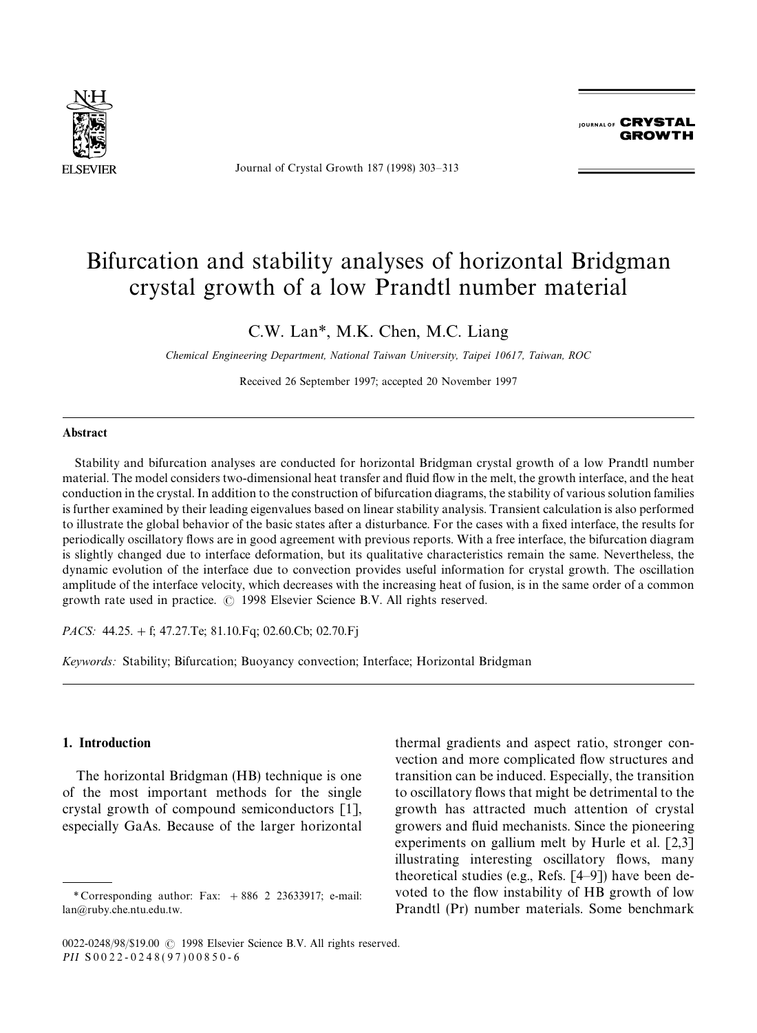# Bifurcation and stability analyses of horizontal Bridgman crystal growth of a low Prandtl number material

C.W. Lan*, M.K. Chen, M.C. Liang

*Chemical Engineering Department, National Taiwan University, Taipei 10617, Taiwan, ROC*

Received 26 September 1997; accepted 20 November 1997

## Abstract

Stability and bifurcation analyses are conducted for horizontal Bridgman crystal growth of a low Prandtl number material. The model considers two-dimensional heat transfer and fluid flow in the melt, the growth interface, and the heat conduction in the crystal. In addition to the construction of bifurcation diagrams, the stability of various solution families is further examined by their leading eigenvalues based on linear stability analysis. Transient calculation is also performed to illustrate the global behavior of the basic states after a disturbance. For the cases with a fixed interface, the results for periodically oscillatory flows are in good agreement with previous reports. With a free interface, the bifurcation diagram is slightly changed due to interface deformation, but its qualitative characteristics remain the same. Nevertheless, the dynamic evolution of the interface due to convection provides useful information for crystal growth. The oscillation amplitude of the interface velocity, which decreases with the increasing heat of fusion, is in the same order of a common growth rate used in practice. © 1998 Elsevier Science B.V. All rights reserved.

*PACS:* 44.25. + f; 47.27.Te; 81.10.Fq; 02.60.Cb; 02.70.Fj

*Keywords:* Stability; Bifurcation; Buoyancy convection; Interface; Horizontal Bridgman

## 1. Introduction

The horizontal Bridgman (HB) technique is one of the most important methods for the single crystal growth of compound semiconductors [1], especially GaAs. Because of the larger horizontal thermal gradients and aspect ratio, stronger convection and more complicated flow structures and transition can be induced. Especially, the transition to oscillatory flows that might be detrimental to the growth has attracted much attention of crystal growers and fluid mechanists. Since the pioneering experiments on gallium melt by Hurle et al. [2,3] illustrating interesting oscillatory flows, many theoretical studies (e.g., Refs. [4–9]) have been devoted to the flow instability of HB growth of low Prandtl (Pr) number materials. Some benchmark

*Corresponding author: Fax: + 886 2 23633917; e-mail: lan@ruby.che.ntu.edu.tw.

0022-0248/98/$19.00 © 1998 Elsevier Science B.V. All rights reserved.
*PII* S0022-0248(97)00850-6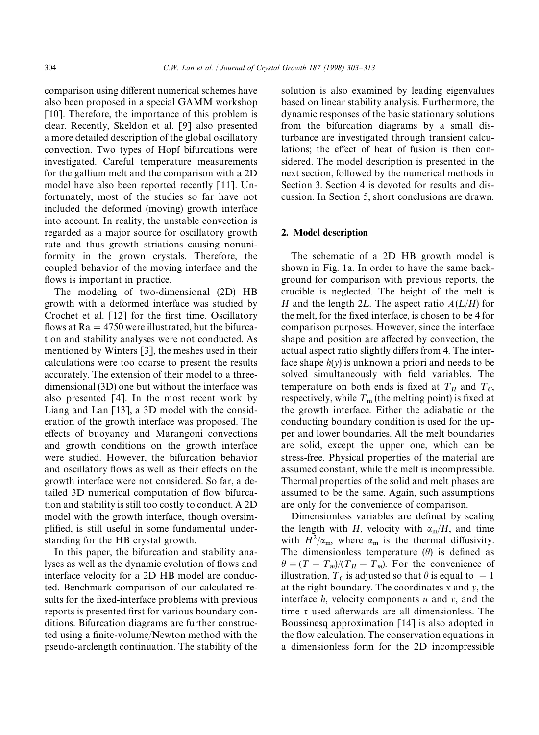comparison using different numerical schemes have also been proposed in a special GAMM workshop [10]. Therefore, the importance of this problem is clear. Recently, Skeldon et al. [9] also presented a more detailed description of the global oscillatory convection. Two types of Hopf bifurcations were investigated. Careful temperature measurements for the gallium melt and the comparison with a 2D model have also been reported recently [11]. Unfortunately, most of the studies so far have not included the deformed (moving) growth interface into account. In reality, the unstable convection is regarded as a major source for oscillatory growth rate and thus growth striations causing nonuniformity in the grown crystals. Therefore, the coupled behavior of the moving interface and the flows is important in practice.

The modeling of two-dimensional (2D) HB growth with a deformed interface was studied by Crochet et al. [12] for the first time. Oscillatory flows at $\mathrm{Ra} = 4750$ were illustrated, but the bifurcation and stability analyses were not conducted. As mentioned by Winters [3], the meshes used in their calculations were too coarse to present the results accurately. The extension of their model to a three-dimensional (3D) one but without the interface was also presented [4]. In the most recent work by Liang and Lan [13], a 3D model with the consideration of the growth interface was proposed. The effects of buoyancy and Marangoni convections and growth conditions on the growth interface were studied. However, the bifurcation behavior and oscillatory flows as well as their effects on the growth interface were not considered. So far, a detailed 3D numerical computation of flow bifurcation and stability is still too costly to conduct. A 2D model with the growth interface, though oversimplified, is still useful in some fundamental understanding for the HB crystal growth.

In this paper, the bifurcation and stability analyses as well as the dynamic evolution of flows and interface velocity for a 2D HB model are conducted. Benchmark comparison of our calculated results for the fixed-interface problems with previous reports is presented first for various boundary conditions. Bifurcation diagrams are further constructed using a finite-volume/Newton method with the pseudo-arclength continuation. The stability of the solution is also examined by leading eigenvalues based on linear stability analysis. Furthermore, the dynamic responses of the basic stationary solutions from the bifurcation diagrams by a small disturbance are investigated through transient calculations; the effect of heat of fusion is then considered. The model description is presented in the next section, followed by the numerical methods in Section 3. Section 4 is devoted for results and discussion. In Section 5, short conclusions are drawn.

## 2. Model description

The schematic of a 2D HB growth model is shown in Fig. 1a. In order to have the same background for comparison with previous reports, the crucible is neglected. The height of the melt is $H$ and the length $2L$. The aspect ratio $A(L/H)$ for the melt, for the fixed interface, is chosen to be 4 for comparison purposes. However, since the interface shape and position are affected by convection, the actual aspect ratio slightly differs from 4. The interface shape $h(y)$ is unknown a priori and needs to be solved simultaneously with field variables. The temperature on both ends is fixed at $T_H$ and $T_C$, respectively, while $T_\mathrm{m}$ (the melting point) is fixed at the growth interface. Either the adiabatic or the conducting boundary condition is used for the upper and lower boundaries. All the melt boundaries are solid, except the upper one, which can be stress-free. Physical properties of the material are assumed constant, while the melt is incompressible. Thermal properties of the solid and melt phases are assumed to be the same. Again, such assumptions are only for the convenience of comparison.

Dimensionless variables are defined by scaling the length with $H$, velocity with $\alpha_\mathrm{m}/H$, and time with $H^2/\alpha_\mathrm{m}$, where $\alpha_\mathrm{m}$ is the thermal diffusivity. The dimensionless temperature ($\theta$) is defined as $\theta \equiv (T - T_m)/(T_H - T_m)$. For the convenience of illustration, $T_C$ is adjusted so that $\theta$ is equal to $-1$ at the right boundary. The coordinates $x$ and $y$, the interface $h$, velocity components $u$ and $v$, and the time $\tau$ used afterwards are all dimensionless. The Boussinesq approximation [14] is also adopted in the flow calculation. The conservation equations in a dimensionless form for the 2D incompressible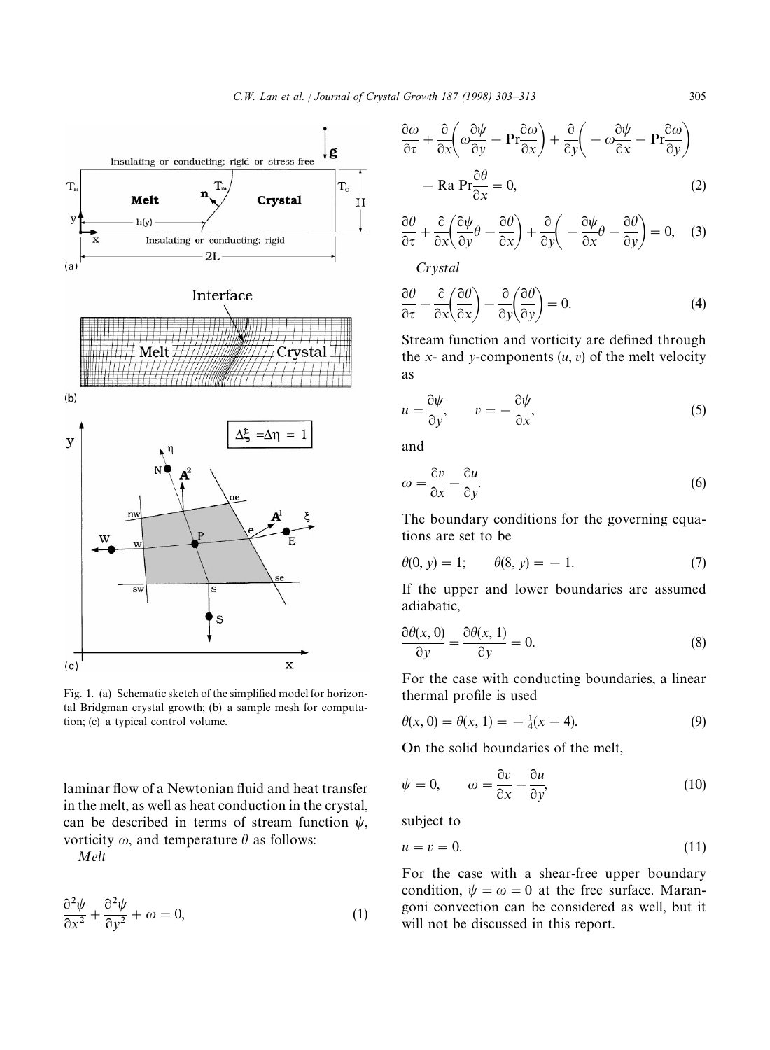Fig. 1. (a) Schematic sketch of the simplified model for horizontal Bridgman crystal growth; (b) a sample mesh for computation; (c) a typical control volume.

laminar flow of a Newtonian fluid and heat transfer in the melt, as well as heat conduction in the crystal, can be described in terms of stream function $\psi$, vorticity $\omega$, and temperature $\theta$ as follows:

*Melt*

$$\frac{\partial^2 \psi}{\partial x^2} + \frac{\partial^2 \psi}{\partial y^2} + \omega = 0, \tag{1}$$

$$\frac{\partial \omega}{\partial \tau} + \frac{\partial}{\partial x}\left(\omega \frac{\partial \psi}{\partial y} - \mathrm{Pr}\frac{\partial \omega}{\partial x}\right) + \frac{\partial}{\partial y}\left(-\omega \frac{\partial \psi}{\partial x} - \mathrm{Pr}\frac{\partial \omega}{\partial y}\right) - \mathrm{Ra}\,\mathrm{Pr}\frac{\partial \theta}{\partial x} = 0, \tag{2}$$

$$\frac{\partial \theta}{\partial \tau} + \frac{\partial}{\partial x}\left(\frac{\partial \psi}{\partial y}\theta - \frac{\partial \theta}{\partial x}\right) + \frac{\partial}{\partial y}\left(-\frac{\partial \psi}{\partial x}\theta - \frac{\partial \theta}{\partial y}\right) = 0, \tag{3}$$

*Crystal*

$$\frac{\partial \theta}{\partial \tau} - \frac{\partial}{\partial x}\left(\frac{\partial \theta}{\partial x}\right) - \frac{\partial}{\partial y}\left(\frac{\partial \theta}{\partial y}\right) = 0. \tag{4}$$

Stream function and vorticity are defined through the $x$- and $y$-components $(u, v)$ of the melt velocity as

$$u = \frac{\partial \psi}{\partial y}, \qquad v = -\frac{\partial \psi}{\partial x}, \tag{5}$$

and

$$\omega = \frac{\partial v}{\partial x} - \frac{\partial u}{\partial y}. \tag{6}$$

The boundary conditions for the governing equations are set to be

$$\theta(0, y) = 1; \qquad \theta(8, y) = -1. \tag{7}$$

If the upper and lower boundaries are assumed adiabatic,

$$\frac{\partial \theta(x, 0)}{\partial y} = \frac{\partial \theta(x, 1)}{\partial y} = 0. \tag{8}$$

For the case with conducting boundaries, a linear thermal profile is used

$$\theta(x, 0) = \theta(x, 1) = -\tfrac{1}{4}(x - 4). \tag{9}$$

On the solid boundaries of the melt,

$$\psi = 0, \qquad \omega = \frac{\partial v}{\partial x} - \frac{\partial u}{\partial y}, \tag{10}$$

subject to

$$u = v = 0. \tag{11}$$

For the case with a shear-free upper boundary condition, $\psi = \omega = 0$ at the free surface. Marangoni convection can be considered as well, but it will not be discussed in this report.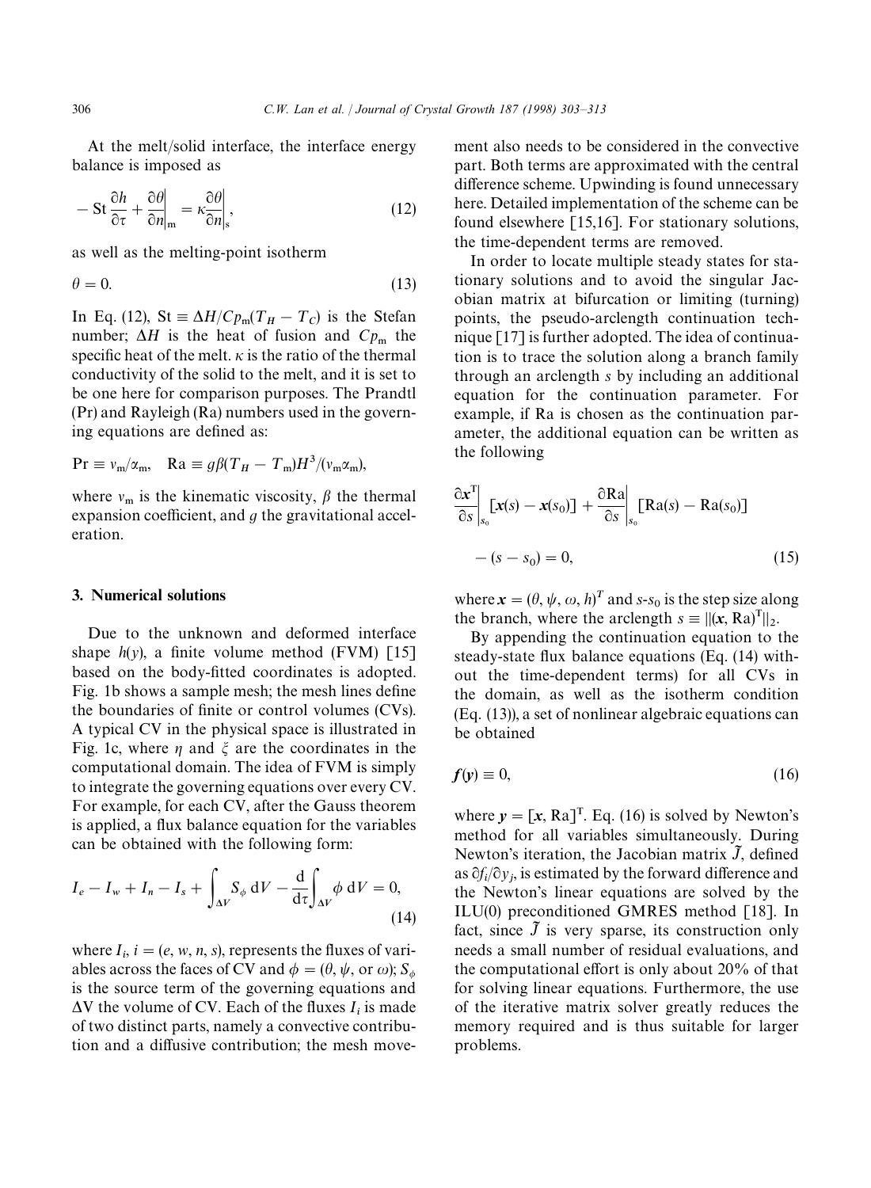At the melt/solid interface, the interface energy balance is imposed as

$$-\,\mathrm{St}\,\frac{\partial h}{\partial \tau} + \left.\frac{\partial \theta}{\partial n}\right|_{\mathrm{m}} = \kappa \left.\frac{\partial \theta}{\partial n}\right|_{\mathrm{s}}, \tag{12}$$

as well as the melting-point isotherm

$$\theta = 0. \tag{13}$$

In Eq. (12), $\mathrm{St} \equiv \Delta H / Cp_{\mathrm{m}}(T_H - T_C)$ is the Stefan number; $\Delta H$ is the heat of fusion and $Cp_{\mathrm{m}}$ the specific heat of the melt. $\kappa$ is the ratio of the thermal conductivity of the solid to the melt, and it is set to be one here for comparison purposes. The Prandtl (Pr) and Rayleigh (Ra) numbers used in the governing equations are defined as:

$$\mathrm{Pr} \equiv \nu_{\mathrm{m}}/\alpha_{\mathrm{m}}, \quad \mathrm{Ra} \equiv g\beta(T_H - T_{\mathrm{m}})H^3/(\nu_{\mathrm{m}}\alpha_{\mathrm{m}}),$$

where $\nu_{\mathrm{m}}$ is the kinematic viscosity, $\beta$ the thermal expansion coefficient, and $g$ the gravitational acceleration.

## 3. Numerical solutions

Due to the unknown and deformed interface shape $h(y)$, a finite volume method (FVM) [15] based on the body-fitted coordinates is adopted. Fig. 1b shows a sample mesh; the mesh lines define the boundaries of finite or control volumes (CVs). A typical CV in the physical space is illustrated in Fig. 1c, where $\eta$ and $\xi$ are the coordinates in the computational domain. The idea of FVM is simply to integrate the governing equations over every CV. For example, for each CV, after the Gauss theorem is applied, a flux balance equation for the variables can be obtained with the following form:

$$I_e - I_w + I_n - I_s + \int_{\Delta V} S_\phi \,\mathrm{d}V - \frac{\mathrm{d}}{\mathrm{d}\tau}\int_{\Delta V} \phi \,\mathrm{d}V = 0, \tag{14}$$

where $I_i$, $i = (e, w, n, s)$, represents the fluxes of variables across the faces of CV and $\phi = (\theta, \psi, \text{or } \omega)$; $S_\phi$ is the source term of the governing equations and $\Delta$V the volume of CV. Each of the fluxes $I_i$ is made of two distinct parts, namely a convective contribution and a diffusive contribution; the mesh movement also needs to be considered in the convective part. Both terms are approximated with the central difference scheme. Upwinding is found unnecessary here. Detailed implementation of the scheme can be found elsewhere [15,16]. For stationary solutions, the time-dependent terms are removed.

In order to locate multiple steady states for stationary solutions and to avoid the singular Jacobian matrix at bifurcation or limiting (turning) points, the pseudo-arclength continuation technique [17] is further adopted. The idea of continuation is to trace the solution along a branch family through an arclength $s$ by including an additional equation for the continuation parameter. For example, if Ra is chosen as the continuation parameter, the additional equation can be written as the following

$$\left.\frac{\partial \boldsymbol{x}^{\mathrm{T}}}{\partial s}\right|_{s_0} [\boldsymbol{x}(s) - \boldsymbol{x}(s_0)] + \left.\frac{\partial \mathrm{Ra}}{\partial s}\right|_{s_0} [\mathrm{Ra}(s) - \mathrm{Ra}(s_0)] - (s - s_0) = 0, \tag{15}$$

where $\boldsymbol{x} = (\theta, \psi, \omega, h)^T$ and $s$-$s_0$ is the step size along the branch, where the arclength $s \equiv \|(\boldsymbol{x}, \mathrm{Ra})^{\mathrm{T}}\|_2$.

By appending the continuation equation to the steady-state flux balance equations (Eq. (14) without the time-dependent terms) for all CVs in the domain, as well as the isotherm condition (Eq. (13)), a set of nonlinear algebraic equations can be obtained

$$\boldsymbol{f}(\boldsymbol{y}) \equiv 0, \tag{16}$$

where $\boldsymbol{y} = [\boldsymbol{x}, \mathrm{Ra}]^{\mathrm{T}}$. Eq. (16) is solved by Newton's method for all variables simultaneously. During Newton's iteration, the Jacobian matrix $\tilde{J}$, defined as $\partial f_i / \partial y_j$, is estimated by the forward difference and the Newton's linear equations are solved by the ILU(0) preconditioned GMRES method [18]. In fact, since $\tilde{J}$ is very sparse, its construction only needs a small number of residual evaluations, and the computational effort is only about 20% of that for solving linear equations. Furthermore, the use of the iterative matrix solver greatly reduces the memory required and is thus suitable for larger problems.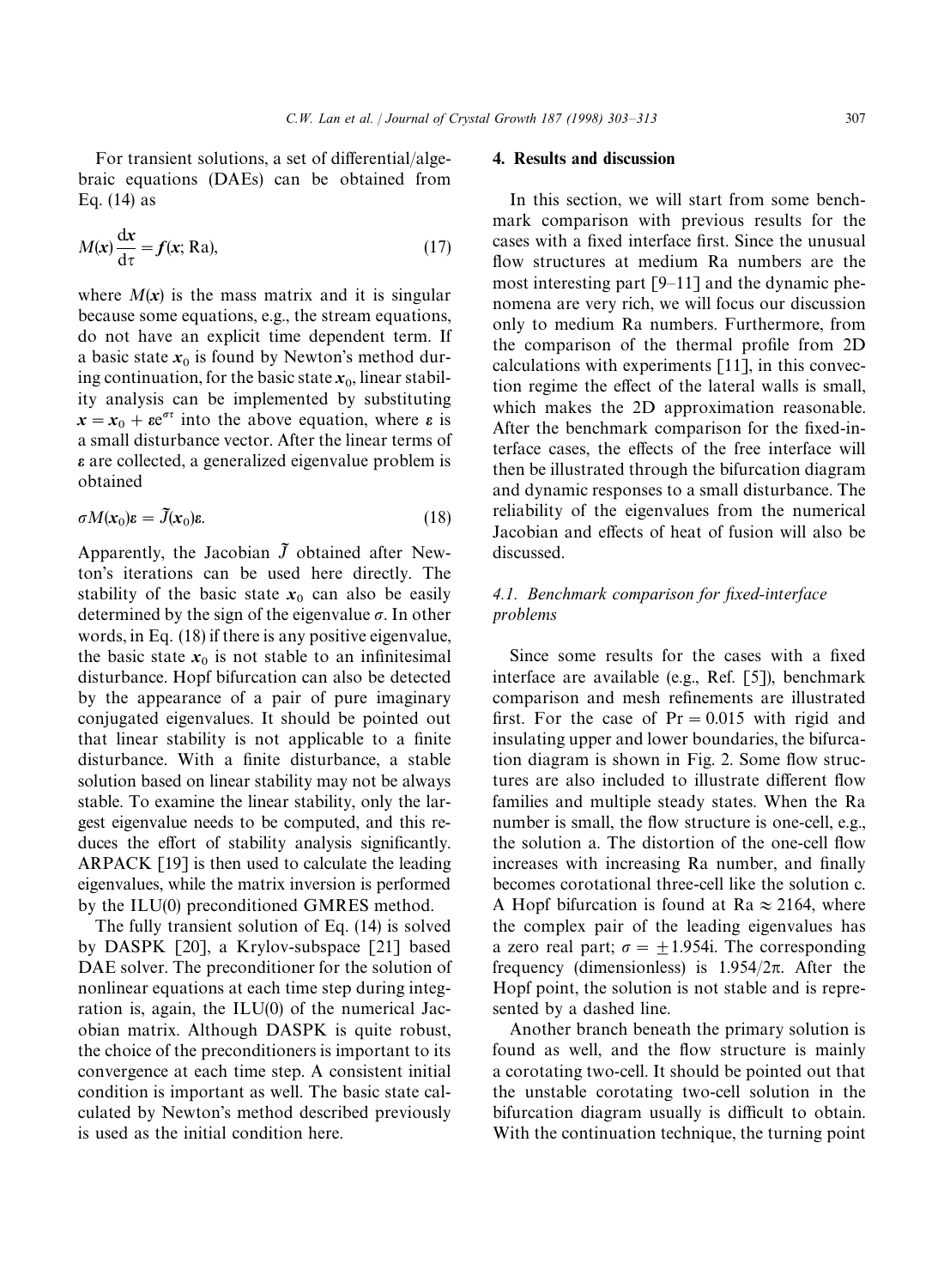For transient solutions, a set of differential/algebraic equations (DAEs) can be obtained from Eq. (14) as

$$M(\boldsymbol{x})\frac{\mathrm{d}\boldsymbol{x}}{\mathrm{d}\tau} = \boldsymbol{f}(\boldsymbol{x}; \mathrm{Ra}), \tag{17}$$

where $M(\boldsymbol{x})$ is the mass matrix and it is singular because some equations, e.g., the stream equations, do not have an explicit time dependent term. If a basic state $\boldsymbol{x}_0$ is found by Newton's method during continuation, for the basic state $\boldsymbol{x}_0$, linear stability analysis can be implemented by substituting $\boldsymbol{x} = \boldsymbol{x}_0 + \boldsymbol{\varepsilon} e^{\sigma\tau}$ into the above equation, where $\boldsymbol{\varepsilon}$ is a small disturbance vector. After the linear terms of $\boldsymbol{\varepsilon}$ are collected, a generalized eigenvalue problem is obtained

$$\sigma M(\boldsymbol{x}_0)\boldsymbol{\varepsilon} = \tilde{J}(\boldsymbol{x}_0)\boldsymbol{\varepsilon}. \tag{18}$$

Apparently, the Jacobian $\tilde{J}$ obtained after Newton's iterations can be used here directly. The stability of the basic state $\boldsymbol{x}_0$ can also be easily determined by the sign of the eigenvalue $\sigma$. In other words, in Eq. (18) if there is any positive eigenvalue, the basic state $\boldsymbol{x}_0$ is not stable to an infinitesimal disturbance. Hopf bifurcation can also be detected by the appearance of a pair of pure imaginary conjugated eigenvalues. It should be pointed out that linear stability is not applicable to a finite disturbance. With a finite disturbance, a stable solution based on linear stability may not be always stable. To examine the linear stability, only the largest eigenvalue needs to be computed, and this reduces the effort of stability analysis significantly. ARPACK [19] is then used to calculate the leading eigenvalues, while the matrix inversion is performed by the ILU(0) preconditioned GMRES method.

The fully transient solution of Eq. (14) is solved by DASPK [20], a Krylov-subspace [21] based DAE solver. The preconditioner for the solution of nonlinear equations at each time step during integration is, again, the ILU(0) of the numerical Jacobian matrix. Although DASPK is quite robust, the choice of the preconditioners is important to its convergence at each time step. A consistent initial condition is important as well. The basic state calculated by Newton's method described previously is used as the initial condition here.

## 4. Results and discussion

In this section, we will start from some benchmark comparison with previous results for the cases with a fixed interface first. Since the unusual flow structures at medium Ra numbers are the most interesting part [9–11] and the dynamic phenomena are very rich, we will focus our discussion only to medium Ra numbers. Furthermore, from the comparison of the thermal profile from 2D calculations with experiments [11], in this convection regime the effect of the lateral walls is small, which makes the 2D approximation reasonable. After the benchmark comparison for the fixed-interface cases, the effects of the free interface will then be illustrated through the bifurcation diagram and dynamic responses to a small disturbance. The reliability of the eigenvalues from the numerical Jacobian and effects of heat of fusion will also be discussed.

### *4.1. Benchmark comparison for fixed-interface problems*

Since some results for the cases with a fixed interface are available (e.g., Ref. [5]), benchmark comparison and mesh refinements are illustrated first. For the case of $\mathrm{Pr} = 0.015$ with rigid and insulating upper and lower boundaries, the bifurcation diagram is shown in Fig. 2. Some flow structures are also included to illustrate different flow families and multiple steady states. When the Ra number is small, the flow structure is one-cell, e.g., the solution a. The distortion of the one-cell flow increases with increasing Ra number, and finally becomes corotational three-cell like the solution c. A Hopf bifurcation is found at $\mathrm{Ra} \approx 2164$, where the complex pair of the leading eigenvalues has a zero real part; $\sigma = \pm 1.954i$. The corresponding frequency (dimensionless) is $1.954/2\pi$. After the Hopf point, the solution is not stable and is represented by a dashed line.

Another branch beneath the primary solution is found as well, and the flow structure is mainly a corotating two-cell. It should be pointed out that the unstable corotating two-cell solution in the bifurcation diagram usually is difficult to obtain. With the continuation technique, the turning point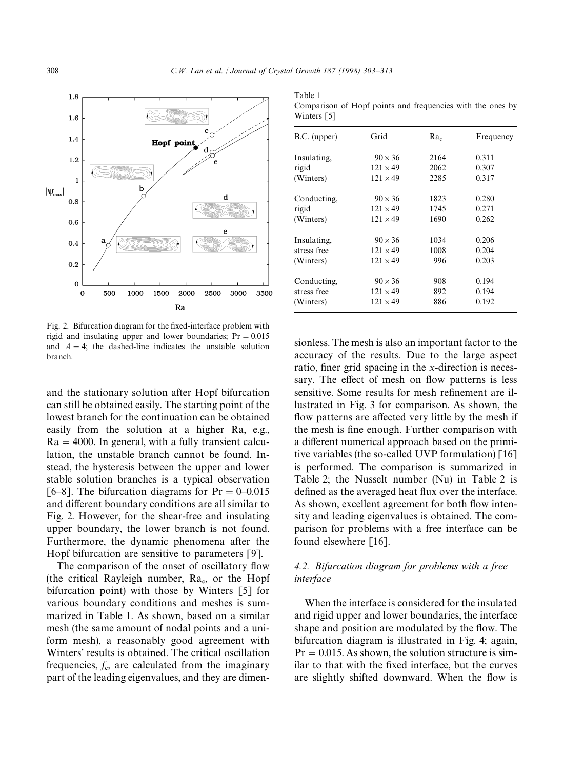Fig. 2. Bifurcation diagram for the fixed-interface problem with rigid and insulating upper and lower boundaries; $\mathrm{Pr} = 0.015$ and $A = 4$; the dashed-line indicates the unstable solution branch.

and the stationary solution after Hopf bifurcation can still be obtained easily. The starting point of the lowest branch for the continuation can be obtained easily from the solution at a higher Ra, e.g., $\mathrm{Ra} = 4000$. In general, with a fully transient calculation, the unstable branch cannot be found. Instead, the hysteresis between the upper and lower stable solution branches is a typical observation [6–8]. The bifurcation diagrams for $\mathrm{Pr} = 0$–$0.015$ and different boundary conditions are all similar to Fig. 2. However, for the shear-free and insulating upper boundary, the lower branch is not found. Furthermore, the dynamic phenomena after the Hopf bifurcation are sensitive to parameters [9].

The comparison of the onset of oscillatory flow (the critical Rayleigh number, $\mathrm{Ra_c}$, or the Hopf bifurcation point) with those by Winters [5] for various boundary conditions and meshes is summarized in Table 1. As shown, based on a similar mesh (the same amount of nodal points and a uniform mesh), a reasonably good agreement with Winters' results is obtained. The critical oscillation frequencies, $f_c$, are calculated from the imaginary part of the leading eigenvalues, and they are dimensionless. The mesh is also an important factor to the accuracy of the results. Due to the large aspect ratio, finer grid spacing in the $x$-direction is necessary. The effect of mesh on flow patterns is less sensitive. Some results for mesh refinement are illustrated in Fig. 3 for comparison. As shown, the flow patterns are affected very little by the mesh if the mesh is fine enough. Further comparison with a different numerical approach based on the primitive variables (the so-called UVP formulation) [16] is performed. The comparison is summarized in Table 2; the Nusselt number (Nu) in Table 2 is defined as the averaged heat flux over the interface. As shown, excellent agreement for both flow intensity and leading eigenvalues is obtained. The comparison for problems with a free interface can be found elsewhere [16].

Table 1
Comparison of Hopf points and frequencies with the ones by Winters [5]

| B.C. (upper) | Grid | $\mathrm{Ra_c}$ | Frequency |
|---|---|---|---|
| Insulating, | $90 \times 36$ | 2164 | 0.311 |
| rigid | $121 \times 49$ | 2062 | 0.307 |
| (Winters) | $121 \times 49$ | 2285 | 0.317 |
| Conducting, | $90 \times 36$ | 1823 | 0.280 |
| rigid | $121 \times 49$ | 1745 | 0.271 |
| (Winters) | $121 \times 49$ | 1690 | 0.262 |
| Insulating, | $90 \times 36$ | 1034 | 0.206 |
| stress free | $121 \times 49$ | 1008 | 0.204 |
| (Winters) | $121 \times 49$ | 996 | 0.203 |
| Conducting, | $90 \times 36$ | 908 | 0.194 |
| stress free | $121 \times 49$ | 892 | 0.194 |
| (Winters) | $121 \times 49$ | 886 | 0.192 |

### 4.2. Bifurcation diagram for problems with a free interface

When the interface is considered for the insulated and rigid upper and lower boundaries, the interface shape and position are modulated by the flow. The bifurcation diagram is illustrated in Fig. 4; again, $\mathrm{Pr} = 0.015$. As shown, the solution structure is similar to that with the fixed interface, but the curves are slightly shifted downward. When the flow is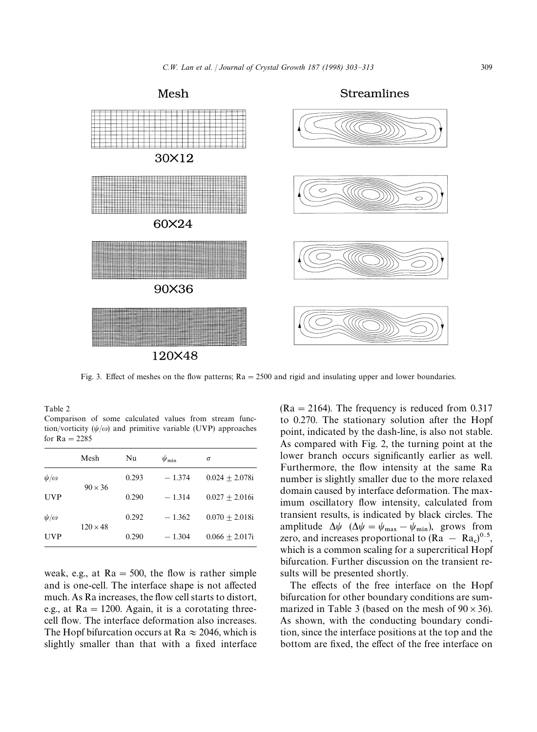Mesh

Streamlines

30X12

60X24

90X36

120X48

Fig. 3. Effect of meshes on the flow patterns; Ra = 2500 and rigid and insulating upper and lower boundaries.

Table 2
Comparison of some calculated values from stream function/vorticity ($\psi/\omega$) and primitive variable (UVP) approaches for Ra = 2285

| | Mesh | Nu | $\psi_{min}$ | $\sigma$ |
|---|---|---|---|---|
| $\psi/\omega$ | $90\times36$ | 0.293 | $-1.374$ | $0.024\pm2.078i$ |
| UVP | | 0.290 | $-1.314$ | $0.027\pm2.016i$ |
| $\psi/\omega$ | $120\times48$ | 0.292 | $-1.362$ | $0.070\pm2.018i$ |
| UVP | | 0.290 | $-1.304$ | $0.066\pm2.017i$ |

weak, e.g., at Ra = 500, the flow is rather simple and is one-cell. The interface shape is not affected much. As Ra increases, the flow cell starts to distort, e.g., at Ra = 1200. Again, it is a corotating three-cell flow. The interface deformation also increases. The Hopf bifurcation occurs at Ra $\approx$ 2046, which is slightly smaller than that with a fixed interface (Ra = 2164). The frequency is reduced from 0.317 to 0.270. The stationary solution after the Hopf point, indicated by the dash-line, is also not stable. As compared with Fig. 2, the turning point at the lower branch occurs significantly earlier as well. Furthermore, the flow intensity at the same Ra number is slightly smaller due to the more relaxed domain caused by interface deformation. The maximum oscillatory flow intensity, calculated from transient results, is indicated by black circles. The amplitude $\Delta\psi$ ($\Delta\psi = \psi_{max} - \psi_{min}$), grows from zero, and increases proportional to $(\mathrm{Ra} - \mathrm{Ra_c})^{0.5}$, which is a common scaling for a supercritical Hopf bifurcation. Further discussion on the transient results will be presented shortly.

The effects of the free interface on the Hopf bifurcation for other boundary conditions are summarized in Table 3 (based on the mesh of $90\times36$). As shown, with the conducting boundary condition, since the interface positions at the top and the bottom are fixed, the effect of the free interface on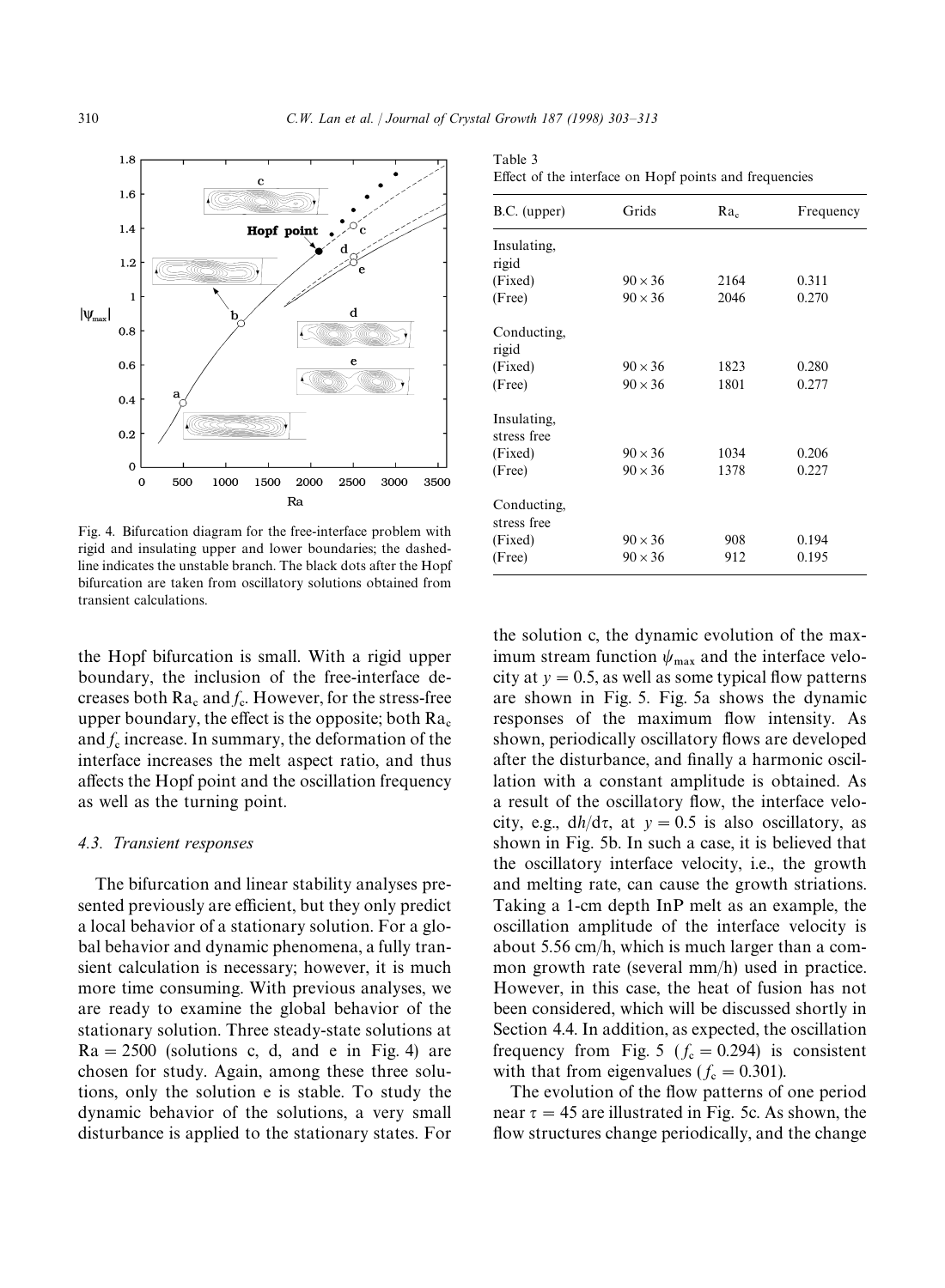Fig. 4. Bifurcation diagram for the free-interface problem with rigid and insulating upper and lower boundaries; the dashed-line indicates the unstable branch. The black dots after the Hopf bifurcation are taken from oscillatory solutions obtained from transient calculations.

Table 3
Effect of the interface on Hopf points and frequencies

| B.C. (upper) | Grids | $Ra_c$ | Frequency |
|---|---|---|---|
| Insulating, rigid | | | |
| (Fixed) | $90 \times 36$ | 2164 | 0.311 |
| (Free) | $90 \times 36$ | 2046 | 0.270 |
| Conducting, rigid | | | |
| (Fixed) | $90 \times 36$ | 1823 | 0.280 |
| (Free) | $90 \times 36$ | 1801 | 0.277 |
| Insulating, stress free | | | |
| (Fixed) | $90 \times 36$ | 1034 | 0.206 |
| (Free) | $90 \times 36$ | 1378 | 0.227 |
| Conducting, stress free | | | |
| (Fixed) | $90 \times 36$ | 908 | 0.194 |
| (Free) | $90 \times 36$ | 912 | 0.195 |

the Hopf bifurcation is small. With a rigid upper boundary, the inclusion of the free-interface decreases both $Ra_c$ and $f_c$. However, for the stress-free upper boundary, the effect is the opposite; both $Ra_c$ and $f_c$ increase. In summary, the deformation of the interface increases the melt aspect ratio, and thus affects the Hopf point and the oscillation frequency as well as the turning point.

### 4.3. Transient responses

The bifurcation and linear stability analyses presented previously are efficient, but they only predict a local behavior of a stationary solution. For a global behavior and dynamic phenomena, a fully transient calculation is necessary; however, it is much more time consuming. With previous analyses, we are ready to examine the global behavior of the stationary solution. Three steady-state solutions at $Ra = 2500$ (solutions c, d, and e in Fig. 4) are chosen for study. Again, among these three solutions, only the solution e is stable. To study the dynamic behavior of the solutions, a very small disturbance is applied to the stationary states. For the solution c, the dynamic evolution of the maximum stream function $\psi_{max}$ and the interface velocity at $y = 0.5$, as well as some typical flow patterns are shown in Fig. 5. Fig. 5a shows the dynamic responses of the maximum flow intensity. As shown, periodically oscillatory flows are developed after the disturbance, and finally a harmonic oscillation with a constant amplitude is obtained. As a result of the oscillatory flow, the interface velocity, e.g., $dh/d\tau$, at $y = 0.5$ is also oscillatory, as shown in Fig. 5b. In such a case, it is believed that the oscillatory interface velocity, i.e., the growth and melting rate, can cause the growth striations. Taking a 1-cm depth InP melt as an example, the oscillation amplitude of the interface velocity is about 5.56 cm/h, which is much larger than a common growth rate (several mm/h) used in practice. However, in this case, the heat of fusion has not been considered, which will be discussed shortly in Section 4.4. In addition, as expected, the oscillation frequency from Fig. 5 ($f_c = 0.294$) is consistent with that from eigenvalues ($f_c = 0.301$).

The evolution of the flow patterns of one period near $\tau = 45$ are illustrated in Fig. 5c. As shown, the flow structures change periodically, and the change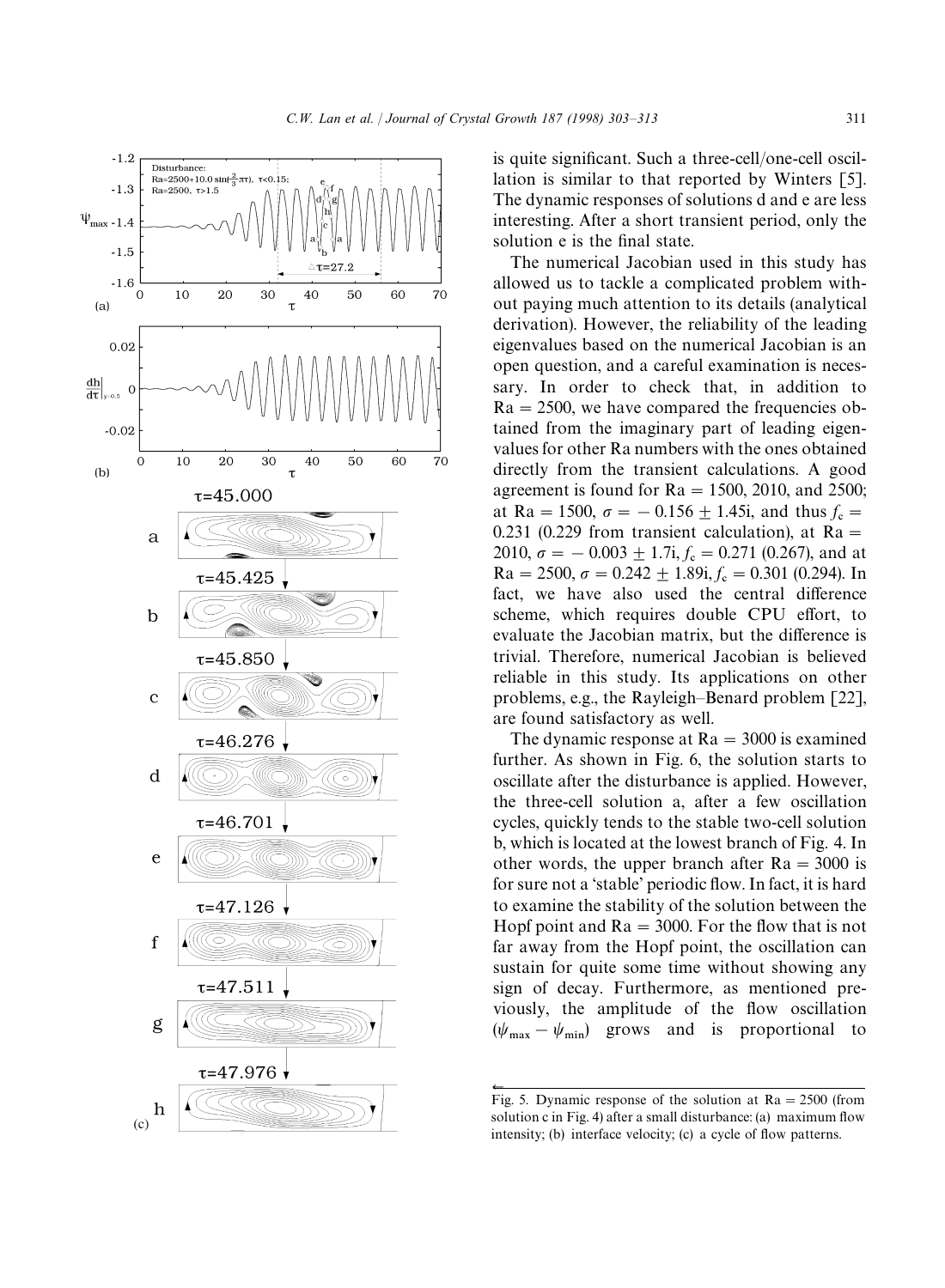is quite significant. Such a three-cell/one-cell oscillation is similar to that reported by Winters [5]. The dynamic responses of solutions d and e are less interesting. After a short transient period, only the solution e is the final state.

The numerical Jacobian used in this study has allowed us to tackle a complicated problem without paying much attention to its details (analytical derivation). However, the reliability of the leading eigenvalues based on the numerical Jacobian is an open question, and a careful examination is necessary. In order to check that, in addition to $\mathrm{Ra} = 2500$, we have compared the frequencies obtained from the imaginary part of leading eigenvalues for other Ra numbers with the ones obtained directly from the transient calculations. A good agreement is found for $\mathrm{Ra} = 1500$, 2010, and 2500; at $\mathrm{Ra} = 1500$, $\sigma = -0.156 \pm 1.45\mathrm{i}$, and thus $f_c = 0.231$ (0.229 from transient calculation), at $\mathrm{Ra} = 2010$, $\sigma = -0.003 \pm 1.7\mathrm{i}$, $f_c = 0.271$ (0.267), and at $\mathrm{Ra} = 2500$, $\sigma = 0.242 \pm 1.89\mathrm{i}$, $f_c = 0.301$ (0.294). In fact, we have also used the central difference scheme, which requires double CPU effort, to evaluate the Jacobian matrix, but the difference is trivial. Therefore, numerical Jacobian is believed reliable in this study. Its applications on other problems, e.g., the Rayleigh–Benard problem [22], are found satisfactory as well.

The dynamic response at $\mathrm{Ra} = 3000$ is examined further. As shown in Fig. 6, the solution starts to oscillate after the disturbance is applied. However, the three-cell solution a, after a few oscillation cycles, quickly tends to the stable two-cell solution b, which is located at the lowest branch of Fig. 4. In other words, the upper branch after $\mathrm{Ra} = 3000$ is for sure not a 'stable' periodic flow. In fact, it is hard to examine the stability of the solution between the Hopf point and $\mathrm{Ra} = 3000$. For the flow that is not far away from the Hopf point, the oscillation can sustain for quite some time without showing any sign of decay. Furthermore, as mentioned previously, the amplitude of the flow oscillation $(\psi_{max} - \psi_{min})$ grows and is proportional to

Fig. 5. Dynamic response of the solution at $\mathrm{Ra} = 2500$ (from solution c in Fig. 4) after a small disturbance: (a) maximum flow intensity; (b) interface velocity; (c) a cycle of flow patterns.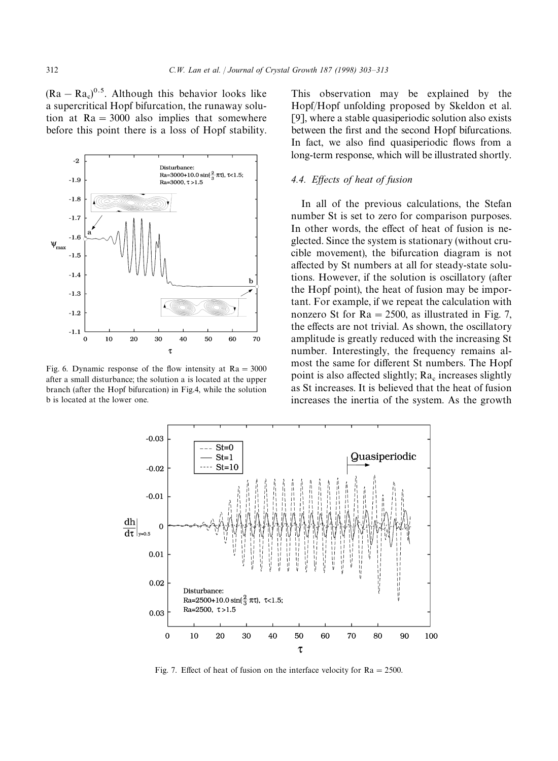$(Ra - Ra_c)^{0.5}$. Although this behavior looks like a supercritical Hopf bifurcation, the runaway solution at $Ra = 3000$ also implies that somewhere before this point there is a loss of Hopf stability.

Fig. 6. Dynamic response of the flow intensity at $Ra = 3000$ after a small disturbance; the solution a is located at the upper branch (after the Hopf bifurcation) in Fig.4, while the solution b is located at the lower one.

This observation may be explained by the Hopf/Hopf unfolding proposed by Skeldon et al. [9], where a stable quasiperiodic solution also exists between the first and the second Hopf bifurcations. In fact, we also find quasiperiodic flows from a long-term response, which will be illustrated shortly.

### 4.4. *Effects of heat of fusion*

In all of the previous calculations, the Stefan number St is set to zero for comparison purposes. In other words, the effect of heat of fusion is neglected. Since the system is stationary (without crucible movement), the bifurcation diagram is not affected by St numbers at all for steady-state solutions. However, if the solution is oscillatory (after the Hopf point), the heat of fusion may be important. For example, if we repeat the calculation with nonzero St for $Ra = 2500$, as illustrated in Fig. 7, the effects are not trivial. As shown, the oscillatory amplitude is greatly reduced with the increasing St number. Interestingly, the frequency remains almost the same for different St numbers. The Hopf point is also affected slightly; $Ra_c$ increases slightly as St increases. It is believed that the heat of fusion increases the inertia of the system. As the growth

Fig. 7. Effect of heat of fusion on the interface velocity for $Ra = 2500$.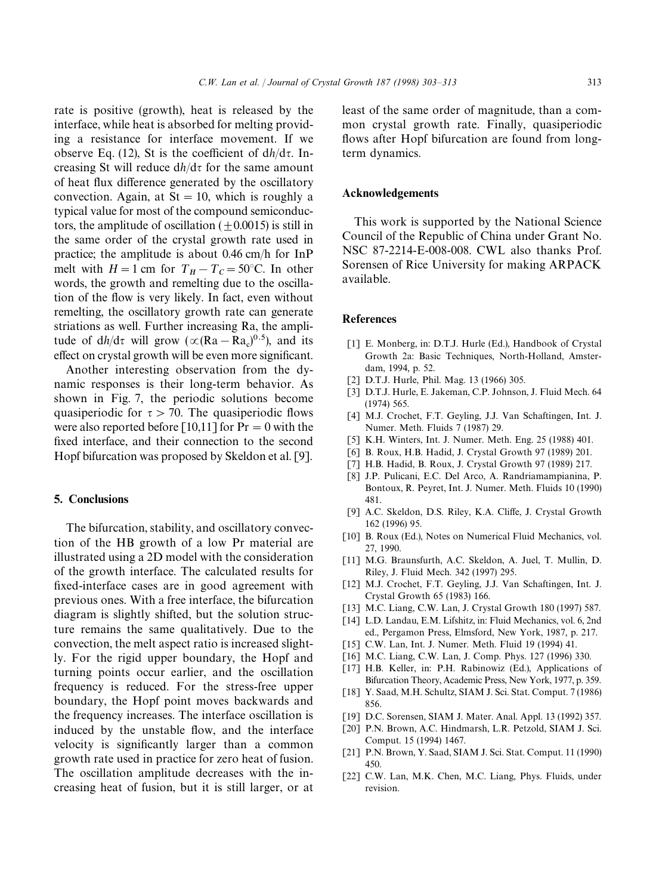rate is positive (growth), heat is released by the interface, while heat is absorbed for melting providing a resistance for interface movement. If we observe Eq. (12), St is the coefficient of $dh/d\tau$. Increasing St will reduce $dh/d\tau$ for the same amount of heat flux difference generated by the oscillatory convection. Again, at $St = 10$, which is roughly a typical value for most of the compound semiconductors, the amplitude of oscillation ($\pm 0.0015$) is still in the same order of the crystal growth rate used in practice; the amplitude is about 0.46 cm/h for InP melt with $H = 1$ cm for $T_H - T_C = 50°C$. In other words, the growth and remelting due to the oscillation of the flow is very likely. In fact, even without remelting, the oscillatory growth rate can generate striations as well. Further increasing Ra, the amplitude of $dh/d\tau$ will grow ($\propto (Ra - Ra_c)^{0.5}$), and its effect on crystal growth will be even more significant.

Another interesting observation from the dynamic responses is their long-term behavior. As shown in Fig. 7, the periodic solutions become quasiperiodic for $\tau > 70$. The quasiperiodic flows were also reported before [10,11] for $Pr = 0$ with the fixed interface, and their connection to the second Hopf bifurcation was proposed by Skeldon et al. [9].

## 5. Conclusions

The bifurcation, stability, and oscillatory convection of the HB growth of a low Pr material are illustrated using a 2D model with the consideration of the growth interface. The calculated results for fixed-interface cases are in good agreement with previous ones. With a free interface, the bifurcation diagram is slightly shifted, but the solution structure remains the same qualitatively. Due to the convection, the melt aspect ratio is increased slightly. For the rigid upper boundary, the Hopf and turning points occur earlier, and the oscillation frequency is reduced. For the stress-free upper boundary, the Hopf point moves backwards and the frequency increases. The interface oscillation is induced by the unstable flow, and the interface velocity is significantly larger than a common growth rate used in practice for zero heat of fusion. The oscillation amplitude decreases with the increasing heat of fusion, but it is still larger, or at least of the same order of magnitude, than a common crystal growth rate. Finally, quasiperiodic flows after Hopf bifurcation are found from long-term dynamics.

## Acknowledgements

This work is supported by the National Science Council of the Republic of China under Grant No. NSC 87-2214-E-008-008. CWL also thanks Prof. Sorensen of Rice University for making ARPACK available.

## References

[1] E. Monberg, in: D.T.J. Hurle (Ed.), Handbook of Crystal Growth 2a: Basic Techniques, North-Holland, Amsterdam, 1994, p. 52.
[2] D.T.J. Hurle, Phil. Mag. 13 (1966) 305.
[3] D.T.J. Hurle, E. Jakeman, C.P. Johnson, J. Fluid Mech. 64 (1974) 565.
[4] M.J. Crochet, F.T. Geyling, J.J. Van Schaftingen, Int. J. Numer. Meth. Fluids 7 (1987) 29.
[5] K.H. Winters, Int. J. Numer. Meth. Eng. 25 (1988) 401.
[6] B. Roux, H.B. Hadid, J. Crystal Growth 97 (1989) 201.
[7] H.B. Hadid, B. Roux, J. Crystal Growth 97 (1989) 217.
[8] J.P. Pulicani, E.C. Del Arco, A. Randriamampianina, P. Bontoux, R. Peyret, Int. J. Numer. Meth. Fluids 10 (1990) 481.
[9] A.C. Skeldon, D.S. Riley, K.A. Cliffe, J. Crystal Growth 162 (1996) 95.
[10] B. Roux (Ed.), Notes on Numerical Fluid Mechanics, vol. 27, 1990.
[11] M.G. Braunsfurth, A.C. Skeldon, A. Juel, T. Mullin, D. Riley, J. Fluid Mech. 342 (1997) 295.
[12] M.J. Crochet, F.T. Geyling, J.J. Van Schaftingen, Int. J. Crystal Growth 65 (1983) 166.
[13] M.C. Liang, C.W. Lan, J. Crystal Growth 180 (1997) 587.
[14] L.D. Landau, E.M. Lifshitz, in: Fluid Mechanics, vol. 6, 2nd ed., Pergamon Press, Elmsford, New York, 1987, p. 217.
[15] C.W. Lan, Int. J. Numer. Meth. Fluid 19 (1994) 41.
[16] M.C. Liang, C.W. Lan, J. Comp. Phys. 127 (1996) 330.
[17] H.B. Keller, in: P.H. Rabinowiz (Ed.), Applications of Bifurcation Theory, Academic Press, New York, 1977, p. 359.
[18] Y. Saad, M.H. Schultz, SIAM J. Sci. Stat. Comput. 7 (1986) 856.
[19] D.C. Sorensen, SIAM J. Mater. Anal. Appl. 13 (1992) 357.
[20] P.N. Brown, A.C. Hindmarsh, L.R. Petzold, SIAM J. Sci. Comput. 15 (1994) 1467.
[21] P.N. Brown, Y. Saad, SIAM J. Sci. Stat. Comput. 11 (1990) 450.
[22] C.W. Lan, M.K. Chen, M.C. Liang, Phys. Fluids, under revision.